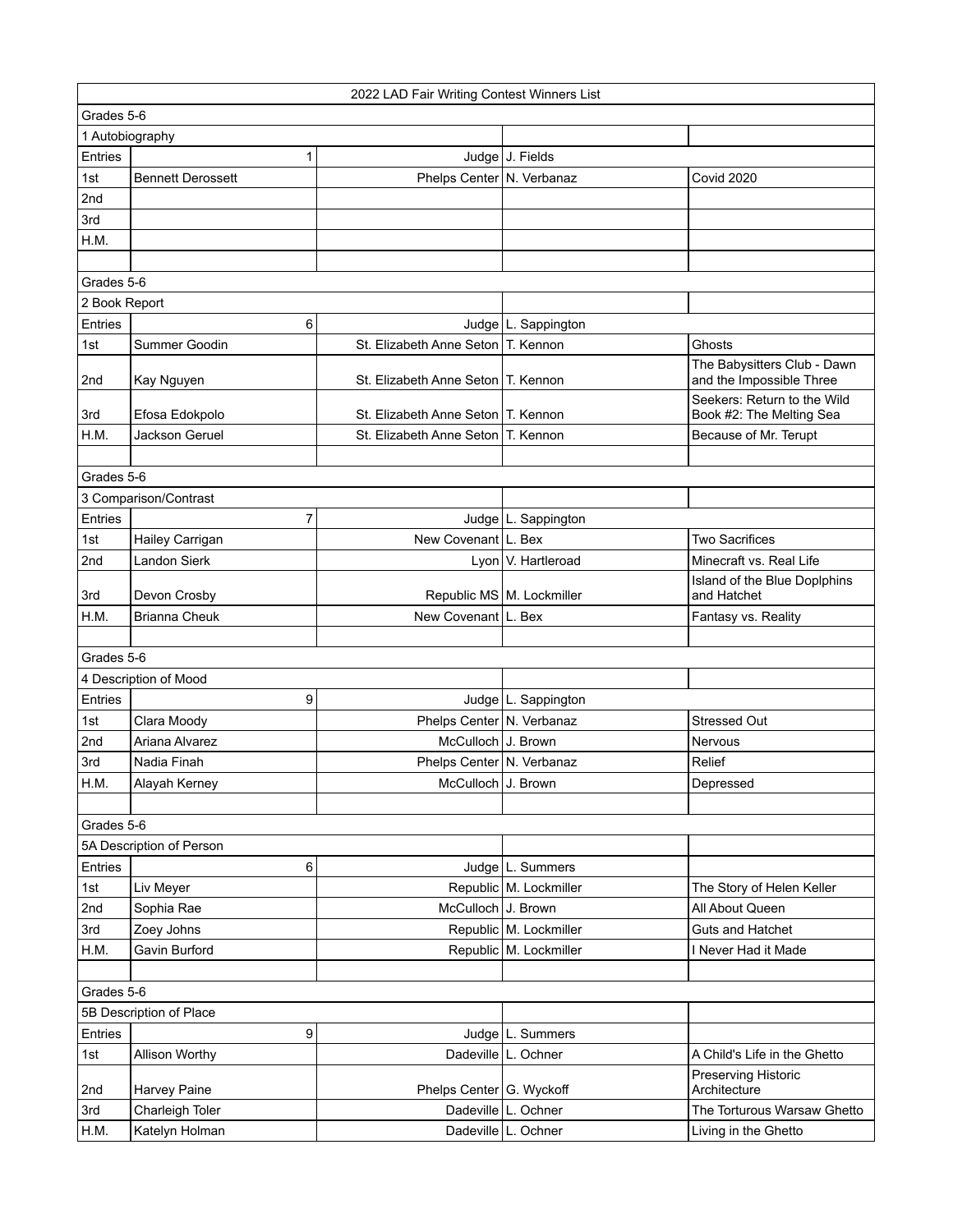| 2022 LAD Fair Writing Contest Winners List | | | | |
|---|---|---|---|---|
| Grades 5-6 | | | | |
| 1 Autobiography | | | | |
| Entries | 1 | Judge | J. Fields | |
| 1st | Bennett Derossett | Phelps Center | N. Verbanaz | Covid 2020 |
| 2nd | | | | |
| 3rd | | | | |
| H.M. | | | | |
| | | | | |
| Grades 5-6 | | | | |
| 2 Book Report | | | | |
| Entries | 6 | Judge | L. Sappington | |
| 1st | Summer Goodin | St. Elizabeth Anne Seton | T. Kennon | Ghosts |
| 2nd | Kay Nguyen | St. Elizabeth Anne Seton | T. Kennon | The Babysitters Club - Dawn and the Impossible Three |
| 3rd | Efosa Edokpolo | St. Elizabeth Anne Seton | T. Kennon | Seekers: Return to the Wild Book #2: The Melting Sea |
| H.M. | Jackson Geruel | St. Elizabeth Anne Seton | T. Kennon | Because of Mr. Terupt |
| | | | | |
| Grades 5-6 | | | | |
| 3 Comparison/Contrast | | | | |
| Entries | 7 | Judge | L. Sappington | |
| 1st | Hailey Carrigan | New Covenant | L. Bex | Two Sacrifices |
| 2nd | Landon Sierk | Lyon | V. Hartleroad | Minecraft vs. Real Life |
| 3rd | Devon Crosby | Republic MS | M. Lockmiller | Island of the Blue Doplphins and Hatchet |
| H.M. | Brianna Cheuk | New Covenant | L. Bex | Fantasy vs. Reality |
| | | | | |
| Grades 5-6 | | | | |
| 4 Description of Mood | | | | |
| Entries | 9 | Judge | L. Sappington | |
| 1st | Clara Moody | Phelps Center | N. Verbanaz | Stressed Out |
| 2nd | Ariana Alvarez | McCulloch | J. Brown | Nervous |
| 3rd | Nadia Finah | Phelps Center | N. Verbanaz | Relief |
| H.M. | Alayah Kerney | McCulloch | J. Brown | Depressed |
| | | | | |
| Grades 5-6 | | | | |
| 5A Description of Person | | | | |
| Entries | 6 | Judge | L. Summers | |
| 1st | Liv Meyer | Republic | M. Lockmiller | The Story of Helen Keller |
| 2nd | Sophia Rae | McCulloch | J. Brown | All About Queen |
| 3rd | Zoey Johns | Republic | M. Lockmiller | Guts and Hatchet |
| H.M. | Gavin Burford | Republic | M. Lockmiller | I Never Had it Made |
| | | | | |
| Grades 5-6 | | | | |
| 5B Description of Place | | | | |
| Entries | 9 | Judge | L. Summers | |
| 1st | Allison Worthy | Dadeville | L. Ochner | A Child's Life in the Ghetto |
| 2nd | Harvey Paine | Phelps Center | G. Wyckoff | Preserving Historic Architecture |
| 3rd | Charleigh Toler | Dadeville | L. Ochner | The Torturous Warsaw Ghetto |
| H.M. | Katelyn Holman | Dadeville | L. Ochner | Living in the Ghetto |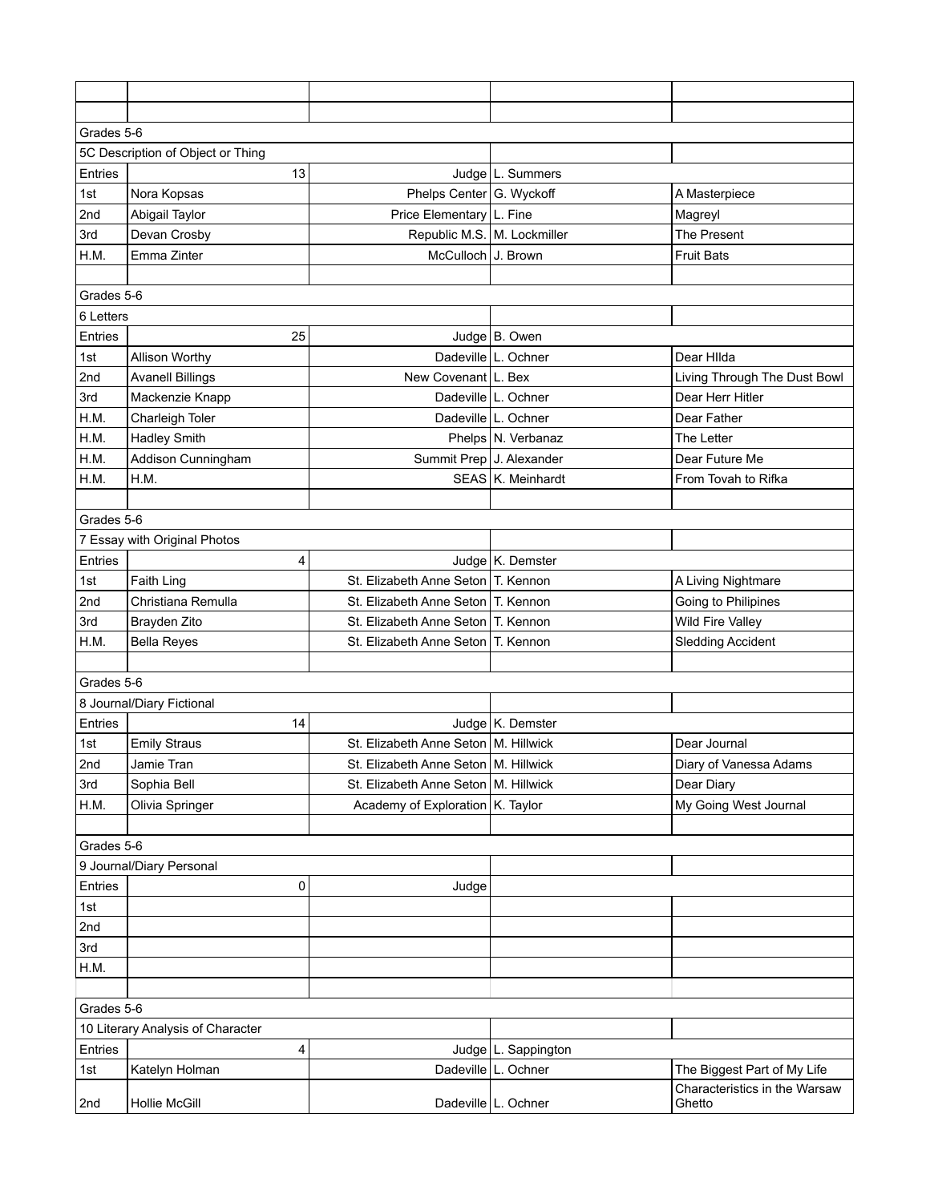| | | | | |
|---|---|---|---|---|
| | | | | |
| Grades 5-6 | | | | |
| 5C Description of Object or Thing | | | | |
| Entries | 13 | Judge | L. Summers | |
| 1st | Nora Kopsas | Phelps Center | G. Wyckoff | A Masterpiece |
| 2nd | Abigail Taylor | Price Elementary | L. Fine | Magreyl |
| 3rd | Devan Crosby | Republic M.S. | M. Lockmiller | The Present |
| H.M. | Emma Zinter | McCulloch | J. Brown | Fruit Bats |
| | | | | |
| Grades 5-6 | | | | |
| 6 Letters | | | | |
| Entries | 25 | Judge | B. Owen | |
| 1st | Allison Worthy | Dadeville | L. Ochner | Dear HIlda |
| 2nd | Avanell Billings | New Covenant | L. Bex | Living Through The Dust Bowl |
| 3rd | Mackenzie Knapp | Dadeville | L. Ochner | Dear Herr Hitler |
| H.M. | Charleigh Toler | Dadeville | L. Ochner | Dear Father |
| H.M. | Hadley Smith | Phelps | N. Verbanaz | The Letter |
| H.M. | Addison Cunningham | Summit Prep | J. Alexander | Dear Future Me |
| H.M. | H.M. | SEAS | K. Meinhardt | From Tovah to Rifka |
| | | | | |
| Grades 5-6 | | | | |
| 7 Essay with Original Photos | | | | |
| Entries | 4 | Judge | K. Demster | |
| 1st | Faith Ling | St. Elizabeth Anne Seton | T. Kennon | A Living Nightmare |
| 2nd | Christiana Remulla | St. Elizabeth Anne Seton | T. Kennon | Going to Philipines |
| 3rd | Brayden Zito | St. Elizabeth Anne Seton | T. Kennon | Wild Fire Valley |
| H.M. | Bella Reyes | St. Elizabeth Anne Seton | T. Kennon | Sledding Accident |
| | | | | |
| Grades 5-6 | | | | |
| 8 Journal/Diary Fictional | | | | |
| Entries | 14 | Judge | K. Demster | |
| 1st | Emily Straus | St. Elizabeth Anne Seton | M. Hillwick | Dear Journal |
| 2nd | Jamie Tran | St. Elizabeth Anne Seton | M. Hillwick | Diary of Vanessa Adams |
| 3rd | Sophia Bell | St. Elizabeth Anne Seton | M. Hillwick | Dear Diary |
| H.M. | Olivia Springer | Academy of Exploration | K. Taylor | My Going West Journal |
| | | | | |
| Grades 5-6 | | | | |
| 9 Journal/Diary Personal | | | | |
| Entries | 0 | Judge | | |
| 1st | | | | |
| 2nd | | | | |
| 3rd | | | | |
| H.M. | | | | |
| | | | | |
| Grades 5-6 | | | | |
| 10 Literary Analysis of Character | | | | |
| Entries | 4 | Judge | L. Sappington | |
| 1st | Katelyn Holman | Dadeville | L. Ochner | The Biggest Part of My Life |
| 2nd | Hollie McGill | Dadeville | L. Ochner | Characteristics in the Warsaw Ghetto |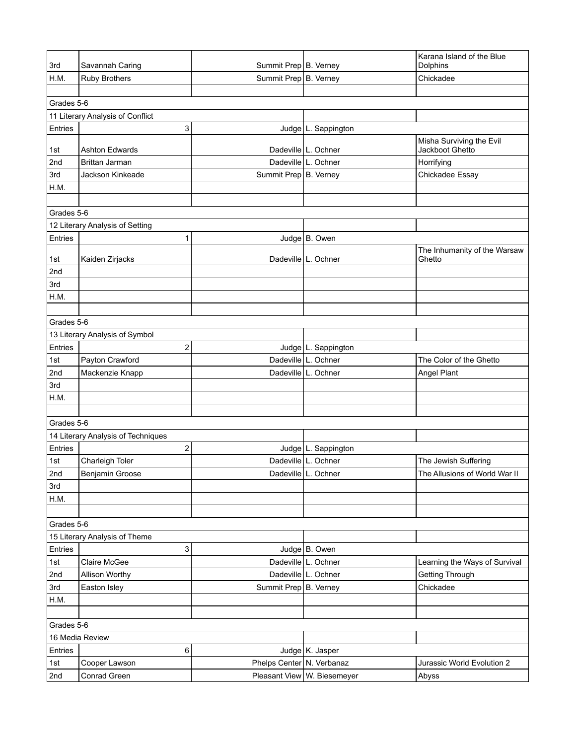| | | | | |
|---|---|---|---|---|
| 3rd | Savannah Caring | Summit Prep | B. Verney | Karana Island of the Blue Dolphins |
| H.M. | Ruby Brothers | Summit Prep | B. Verney | Chickadee |
| | | | | |
| Grades 5-6 | | | | |
| 11 Literary Analysis of Conflict | | | | |
| Entries | 3 | Judge | L. Sappington | |
| 1st | Ashton Edwards | Dadeville | L. Ochner | Misha Surviving the Evil Jackboot Ghetto |
| 2nd | Brittan Jarman | Dadeville | L. Ochner | Horrifying |
| 3rd | Jackson Kinkeade | Summit Prep | B. Verney | Chickadee Essay |
| H.M. | | | | |
| | | | | |
| Grades 5-6 | | | | |
| 12 Literary Analysis of Setting | | | | |
| Entries | 1 | Judge | B. Owen | |
| 1st | Kaiden Zirjacks | Dadeville | L. Ochner | The Inhumanity of the Warsaw Ghetto |
| 2nd | | | | |
| 3rd | | | | |
| H.M. | | | | |
| | | | | |
| Grades 5-6 | | | | |
| 13 Literary Analysis of Symbol | | | | |
| Entries | 2 | Judge | L. Sappington | |
| 1st | Payton Crawford | Dadeville | L. Ochner | The Color of the Ghetto |
| 2nd | Mackenzie Knapp | Dadeville | L. Ochner | Angel Plant |
| 3rd | | | | |
| H.M. | | | | |
| | | | | |
| Grades 5-6 | | | | |
| 14 Literary Analysis of Techniques | | | | |
| Entries | 2 | Judge | L. Sappington | |
| 1st | Charleigh Toler | Dadeville | L. Ochner | The Jewish Suffering |
| 2nd | Benjamin Groose | Dadeville | L. Ochner | The Allusions of World War II |
| 3rd | | | | |
| H.M. | | | | |
| | | | | |
| Grades 5-6 | | | | |
| 15 Literary Analysis of Theme | | | | |
| Entries | 3 | Judge | B. Owen | |
| 1st | Claire McGee | Dadeville | L. Ochner | Learning the Ways of Survival |
| 2nd | Allison Worthy | Dadeville | L. Ochner | Getting Through |
| 3rd | Easton Isley | Summit Prep | B. Verney | Chickadee |
| H.M. | | | | |
| | | | | |
| Grades 5-6 | | | | |
| 16 Media Review | | | | |
| Entries | 6 | Judge | K. Jasper | |
| 1st | Cooper Lawson | Phelps Center | N. Verbanaz | Jurassic World Evolution 2 |
| 2nd | Conrad Green | Pleasant View | W. Biesemeyer | Abyss |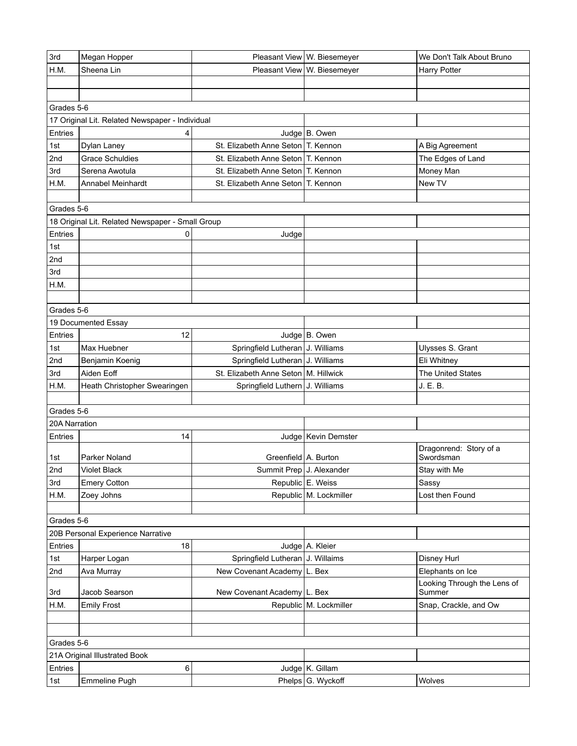| | | | | |
|---|---|---|---|---|
| 3rd | Megan Hopper | Pleasant View | W. Biesemeyer | We Don't Talk About Bruno |
| H.M. | Sheena Lin | Pleasant View | W. Biesemeyer | Harry Potter |
| | | | | |
| | | | | |
| Grades 5-6 | | | | |
| 17 Original Lit. Related Newspaper - Individual | | | | |
| Entries | 4 | Judge | B. Owen | |
| 1st | Dylan Laney | St. Elizabeth Anne Seton | T. Kennon | A Big Agreement |
| 2nd | Grace Schuldies | St. Elizabeth Anne Seton | T. Kennon | The Edges of Land |
| 3rd | Serena Awotula | St. Elizabeth Anne Seton | T. Kennon | Money Man |
| H.M. | Annabel Meinhardt | St. Elizabeth Anne Seton | T. Kennon | New TV |
| | | | | |
| Grades 5-6 | | | | |
| 18 Original Lit. Related Newspaper - Small Group | | | | |
| Entries | 0 | Judge | | |
| 1st | | | | |
| 2nd | | | | |
| 3rd | | | | |
| H.M. | | | | |
| | | | | |
| Grades 5-6 | | | | |
| 19 Documented Essay | | | | |
| Entries | 12 | Judge | B. Owen | |
| 1st | Max Huebner | Springfield Lutheran | J. Williams | Ulysses S. Grant |
| 2nd | Benjamin Koenig | Springfield Lutheran | J. Williams | Eli Whitney |
| 3rd | Aiden Eoff | St. Elizabeth Anne Seton | M. Hillwick | The United States |
| H.M. | Heath Christopher Swearingen | Springfield Luthern | J. Williams | J. E. B. |
| | | | | |
| Grades 5-6 | | | | |
| 20A Narration | | | | |
| Entries | 14 | Judge | Kevin Demster | |
| 1st | Parker Noland | Greenfield | A. Burton | Dragonrend: Story of a Swordsman |
| 2nd | Violet Black | Summit Prep | J. Alexander | Stay with Me |
| 3rd | Emery Cotton | Republic | E. Weiss | Sassy |
| H.M. | Zoey Johns | Republic | M. Lockmiller | Lost then Found |
| | | | | |
| Grades 5-6 | | | | |
| 20B Personal Experience Narrative | | | | |
| Entries | 18 | Judge | A. Kleier | |
| 1st | Harper Logan | Springfield Lutheran | J. Willaims | Disney Hurl |
| 2nd | Ava Murray | New Covenant Academy | L. Bex | Elephants on Ice |
| 3rd | Jacob Searson | New Covenant Academy | L. Bex | Looking Through the Lens of Summer |
| H.M. | Emily Frost | Republic | M. Lockmiller | Snap, Crackle, and Ow |
| | | | | |
| | | | | |
| Grades 5-6 | | | | |
| 21A Original Illustrated Book | | | | |
| Entries | 6 | Judge | K. Gillam | |
| 1st | Emmeline Pugh | Phelps | G. Wyckoff | Wolves |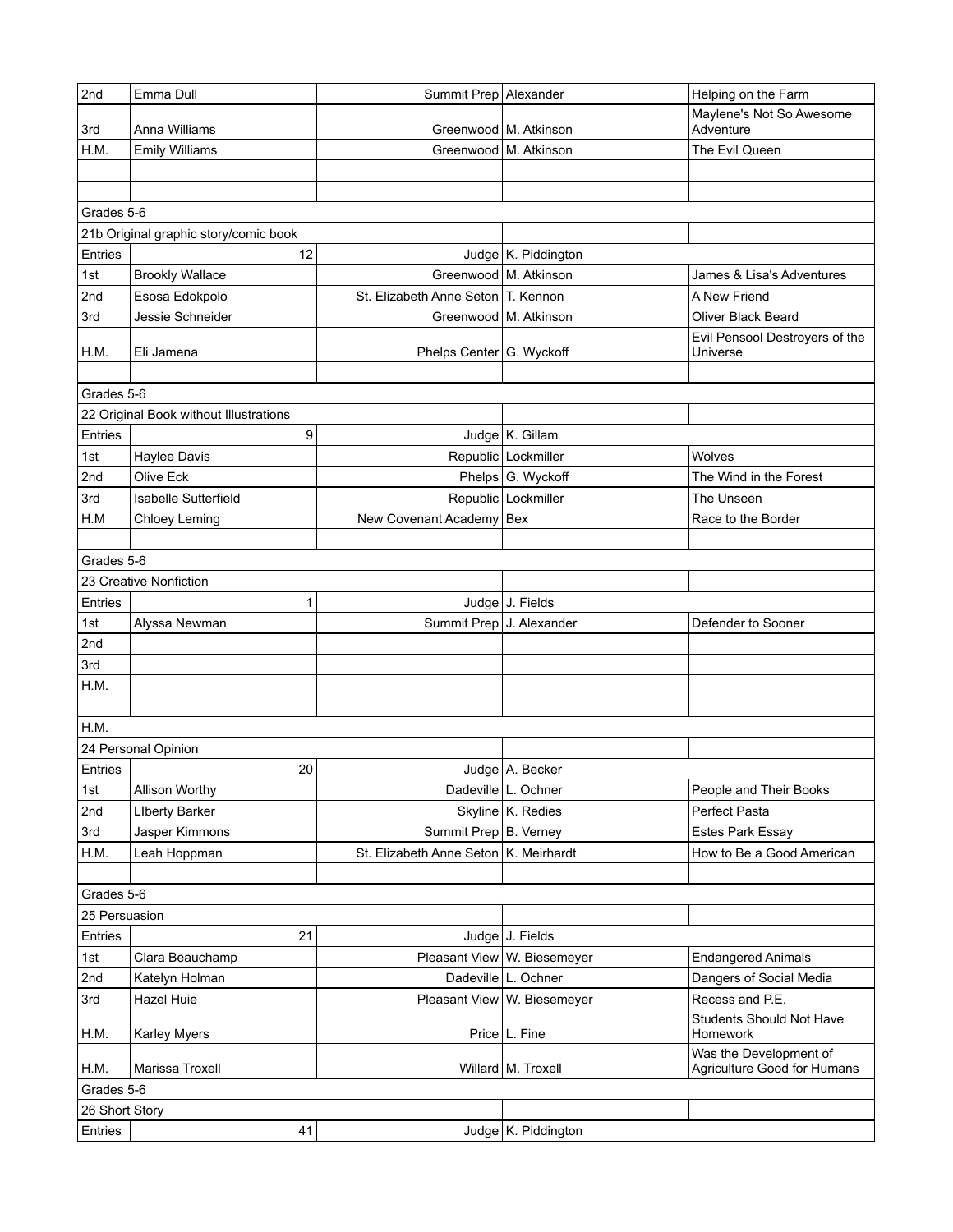| | | | | |
|---|---|---|---|---|
| 2nd | Emma Dull | Summit Prep | Alexander | Helping on the Farm |
| 3rd | Anna Williams | Greenwood | M. Atkinson | Maylene's Not So Awesome Adventure |
| H.M. | Emily Williams | Greenwood | M. Atkinson | The Evil Queen |
| | | | | |
| | | | | |
| Grades 5-6 | | | | |
| 21b Original graphic story/comic book | | | | |
| Entries | 12 | Judge | K. Piddington | |
| 1st | Brookly Wallace | Greenwood | M. Atkinson | James & Lisa's Adventures |
| 2nd | Esosa Edokpolo | St. Elizabeth Anne Seton | T. Kennon | A New Friend |
| 3rd | Jessie Schneider | Greenwood | M. Atkinson | Oliver Black Beard |
| H.M. | Eli Jamena | Phelps Center | G. Wyckoff | Evil Pensool Destroyers of the Universe |
| | | | | |
| Grades 5-6 | | | | |
| 22 Original Book without Illustrations | | | | |
| Entries | 9 | Judge | K. Gillam | |
| 1st | Haylee Davis | Republic | Lockmiller | Wolves |
| 2nd | Olive Eck | Phelps | G. Wyckoff | The Wind in the Forest |
| 3rd | Isabelle Sutterfield | Republic | Lockmiller | The Unseen |
| H.M | Chloey Leming | New Covenant Academy | Bex | Race to the Border |
| | | | | |
| Grades 5-6 | | | | |
| 23 Creative Nonfiction | | | | |
| Entries | 1 | Judge | J. Fields | |
| 1st | Alyssa Newman | Summit Prep | J. Alexander | Defender to Sooner |
| 2nd | | | | |
| 3rd | | | | |
| H.M. | | | | |
| | | | | |
| H.M. | | | | |
| 24 Personal Opinion | | | | |
| Entries | 20 | Judge | A. Becker | |
| 1st | Allison Worthy | Dadeville | L. Ochner | People and Their Books |
| 2nd | LIberty Barker | Skyline | K. Redies | Perfect Pasta |
| 3rd | Jasper Kimmons | Summit Prep | B. Verney | Estes Park Essay |
| H.M. | Leah Hoppman | St. Elizabeth Anne Seton | K. Meirhardt | How to Be a Good American |
| | | | | |
| Grades 5-6 | | | | |
| 25 Persuasion | | | | |
| Entries | 21 | Judge | J. Fields | |
| 1st | Clara Beauchamp | Pleasant View | W. Biesemeyer | Endangered Animals |
| 2nd | Katelyn Holman | Dadeville | L. Ochner | Dangers of Social Media |
| 3rd | Hazel Huie | Pleasant View | W. Biesemeyer | Recess and P.E. |
| H.M. | Karley Myers | Price | L. Fine | Students Should Not Have Homework |
| H.M. | Marissa Troxell | Willard | M. Troxell | Was the Development of Agriculture Good for Humans |
| Grades 5-6 | | | | |
| 26 Short Story | | | | |
| Entries | 41 | Judge | K. Piddington | |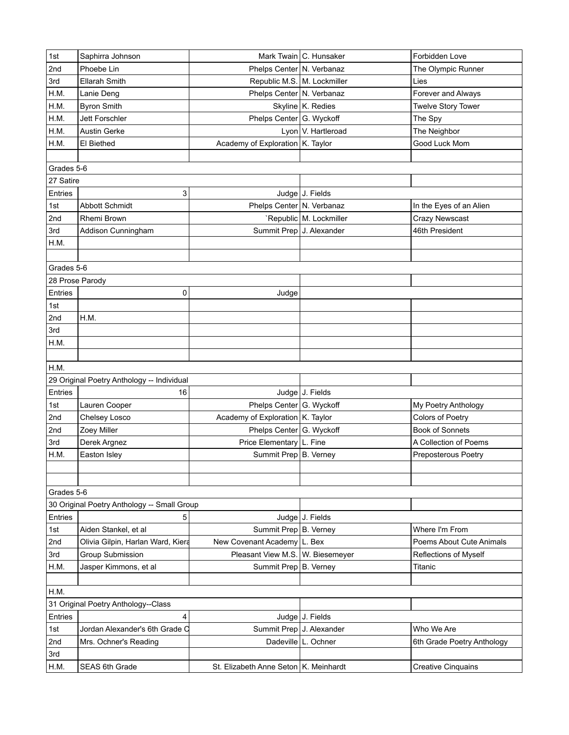| | | | | |
|---|---|---|---|---|
| 1st | Saphirra Johnson | Mark Twain | C. Hunsaker | Forbidden Love |
| 2nd | Phoebe Lin | Phelps Center | N. Verbanaz | The Olympic Runner |
| 3rd | Ellarah Smith | Republic M.S. | M. Lockmiller | Lies |
| H.M. | Lanie Deng | Phelps Center | N. Verbanaz | Forever and Always |
| H.M. | Byron Smith | Skyline | K. Redies | Twelve Story Tower |
| H.M. | Jett Forschler | Phelps Center | G. Wyckoff | The Spy |
| H.M. | Austin Gerke | Lyon | V. Hartleroad | The Neighbor |
| H.M. | El Biethed | Academy of Exploration | K. Taylor | Good Luck Mom |
| | | | | |
| Grades 5-6 | | | | |
| 27 Satire | | | | |
| Entries | 3 | Judge | J. Fields | |
| 1st | Abbott Schmidt | Phelps Center | N. Verbanaz | In the Eyes of an Alien |
| 2nd | Rhemi Brown | `Republic | M. Lockmiller | Crazy Newscast |
| 3rd | Addison Cunningham | Summit Prep | J. Alexander | 46th President |
| H.M. | | | | |
| | | | | |
| Grades 5-6 | | | | |
| 28 Prose Parody | | | | |
| Entries | 0 | Judge | | |
| 1st | | | | |
| 2nd | H.M. | | | |
| 3rd | | | | |
| H.M. | | | | |
| | | | | |
| H.M. | | | | |
| 29 Original Poetry Anthology -- Individual | | | | |
| Entries | 16 | Judge | J. Fields | |
| 1st | Lauren Cooper | Phelps Center | G. Wyckoff | My Poetry Anthology |
| 2nd | Chelsey Losco | Academy of Exploration | K. Taylor | Colors of Poetry |
| 2nd | Zoey Miller | Phelps Center | G. Wyckoff | Book of Sonnets |
| 3rd | Derek Argnez | Price Elementary | L. Fine | A Collection of Poems |
| H.M. | Easton Isley | Summit Prep | B. Verney | Preposterous Poetry |
| | | | | |
| | | | | |
| Grades 5-6 | | | | |
| 30 Original Poetry Anthology -- Small Group | | | | |
| Entries | 5 | Judge | J. Fields | |
| 1st | Aiden Stankel, et al | Summit Prep | B. Verney | Where I'm From |
| 2nd | Olivia Gilpin, Harlan Ward, Kiera | New Covenant Academy | L. Bex | Poems About Cute Animals |
| 3rd | Group Submission | Pleasant View M.S. | W. Biesemeyer | Reflections of Myself |
| H.M. | Jasper Kimmons, et al | Summit Prep | B. Verney | Titanic |
| | | | | |
| H.M. | | | | |
| 31 Original Poetry Anthology--Class | | | | |
| Entries | 4 | Judge | J. Fields | |
| 1st | Jordan Alexander's 6th Grade C | Summit Prep | J. Alexander | Who We Are |
| 2nd | Mrs. Ochner's Reading | Dadeville | L. Ochner | 6th Grade Poetry Anthology |
| 3rd | | | | |
| H.M. | SEAS 6th Grade | St. Elizabeth Anne Seton | K. Meinhardt | Creative Cinquains |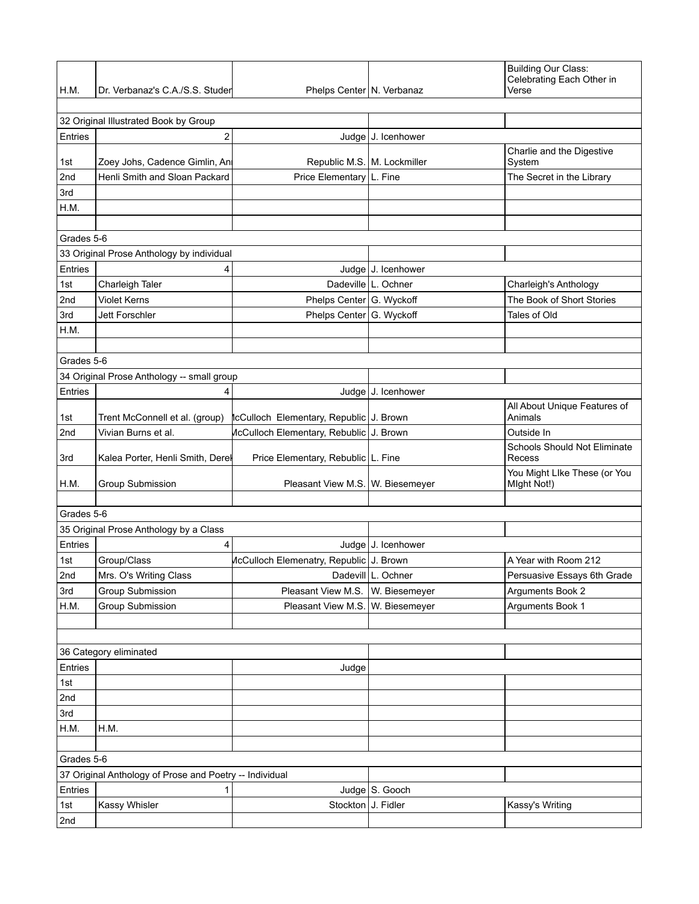| | | | | |
|---|---|---|---|---|
| H.M. | Dr. Verbanaz's C.A./S.S. Studer | Phelps Center | N. Verbanaz | Building Our Class: Celebrating Each Other in Verse |
| | | | | |
| 32 Original Illustrated Book by Group | | | | |
| Entries | 2 | Judge | J. Icenhower | |
| 1st | Zoey Johs, Cadence Gimlin, An | Republic M.S. | M. Lockmiller | Charlie and the Digestive System |
| 2nd | Henli Smith and Sloan Packard | Price Elementary | L. Fine | The Secret in the Library |
| 3rd | | | | |
| H.M. | | | | |
| | | | | |
| Grades 5-6 | | | | |
| 33 Original Prose Anthology by individual | | | | |
| Entries | 4 | Judge | J. Icenhower | |
| 1st | Charleigh Taler | Dadeville | L. Ochner | Charleigh's Anthology |
| 2nd | Violet Kerns | Phelps Center | G. Wyckoff | The Book of Short Stories |
| 3rd | Jett Forschler | Phelps Center | G. Wyckoff | Tales of Old |
| H.M. | | | | |
| | | | | |
| Grades 5-6 | | | | |
| 34 Original Prose Anthology -- small group | | | | |
| Entries | 4 | Judge | J. Icenhower | |
| 1st | Trent McConnell et al. (group) | lcCulloch Elementary, Republic | J. Brown | All About Unique Features of Animals |
| 2nd | Vivian Burns et al. | McCulloch Elementary, Rebublic | J. Brown | Outside In |
| 3rd | Kalea Porter, Henli Smith, Derel | Price Elementary, Rebublic | L. Fine | Schools Should Not Eliminate Recess |
| H.M. | Group Submission | Pleasant View M.S. | W. Biesemeyer | You Might LIke These (or You MIght Not!) |
| | | | | |
| Grades 5-6 | | | | |
| 35 Original Prose Anthology by a Class | | | | |
| Entries | 4 | Judge | J. Icenhower | |
| 1st | Group/Class | McCulloch Elemenatry, Republic | J. Brown | A Year with Room 212 |
| 2nd | Mrs. O's Writing Class | Dadevill | L. Ochner | Persuasive Essays 6th Grade |
| 3rd | Group Submission | Pleasant View M.S. | W. Biesemeyer | Arguments Book 2 |
| H.M. | Group Submission | Pleasant View M.S. | W. Biesemeyer | Arguments Book 1 |
| | | | | |
| | | | | |
| 36 Category eliminated | | | | |
| Entries | | Judge | | |
| 1st | | | | |
| 2nd | | | | |
| 3rd | | | | |
| H.M. | H.M. | | | |
| | | | | |
| Grades 5-6 | | | | |
| 37 Original Anthology of Prose and Poetry -- Individual | | | | |
| Entries | 1 | Judge | S. Gooch | |
| 1st | Kassy Whisler | Stockton | J. Fidler | Kassy's Writing |
| 2nd | | | | |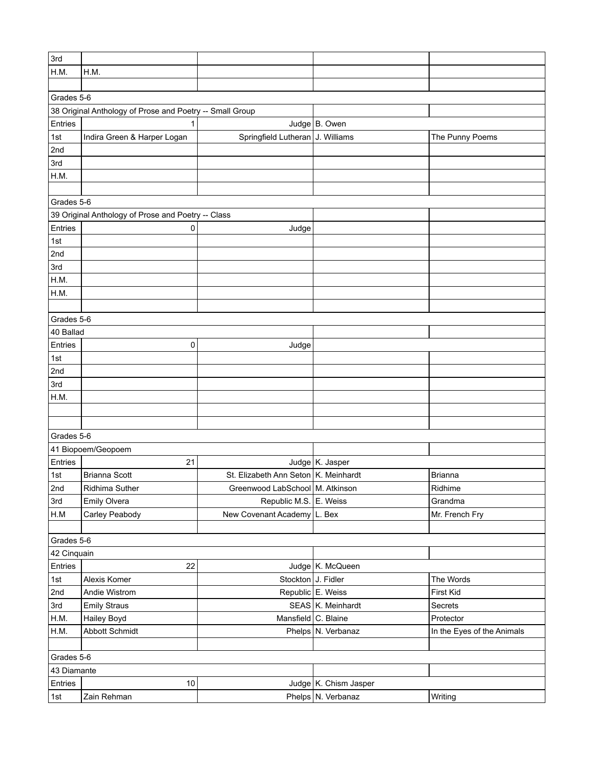| | | | | |
|---|---|---|---|---|
| 3rd | | | | |
| H.M. | H.M. | | | |
| | | | | |
| Grades 5-6 | | | | |
| 38 Original Anthology of Prose and Poetry -- Small Group | | | | |
| Entries | 1 | Judge | B. Owen | |
| 1st | Indira Green & Harper Logan | Springfield Lutheran | J. Williams | The Punny Poems |
| 2nd | | | | |
| 3rd | | | | |
| H.M. | | | | |
| | | | | |
| Grades 5-6 | | | | |
| 39 Original Anthology of Prose and Poetry -- Class | | | | |
| Entries | 0 | Judge | | |
| 1st | | | | |
| 2nd | | | | |
| 3rd | | | | |
| H.M. | | | | |
| H.M. | | | | |
| | | | | |
| Grades 5-6 | | | | |
| 40 Ballad | | | | |
| Entries | 0 | Judge | | |
| 1st | | | | |
| 2nd | | | | |
| 3rd | | | | |
| H.M. | | | | |
| | | | | |
| | | | | |
| Grades 5-6 | | | | |
| 41 Biopoem/Geopoem | | | | |
| Entries | 21 | Judge | K. Jasper | |
| 1st | Brianna Scott | St. Elizabeth Ann Seton | K. Meinhardt | Brianna |
| 2nd | Ridhima Suther | Greenwood LabSchool | M. Atkinson | Ridhime |
| 3rd | Emily Olvera | Republic M.S. | E. Weiss | Grandma |
| H.M | Carley Peabody | New Covenant Academy | L. Bex | Mr. French Fry |
| | | | | |
| Grades 5-6 | | | | |
| 42 Cinquain | | | | |
| Entries | 22 | Judge | K. McQueen | |
| 1st | Alexis Komer | Stockton | J. Fidler | The Words |
| 2nd | Andie Wistrom | Republic | E. Weiss | First Kid |
| 3rd | Emily Straus | SEAS | K. Meinhardt | Secrets |
| H.M. | Hailey Boyd | Mansfield | C. Blaine | Protector |
| H.M. | Abbott Schmidt | Phelps | N. Verbanaz | In the Eyes of the Animals |
| | | | | |
| Grades 5-6 | | | | |
| 43 Diamante | | | | |
| Entries | 10 | Judge | K. Chism Jasper | |
| 1st | Zain Rehman | Phelps | N. Verbanaz | Writing |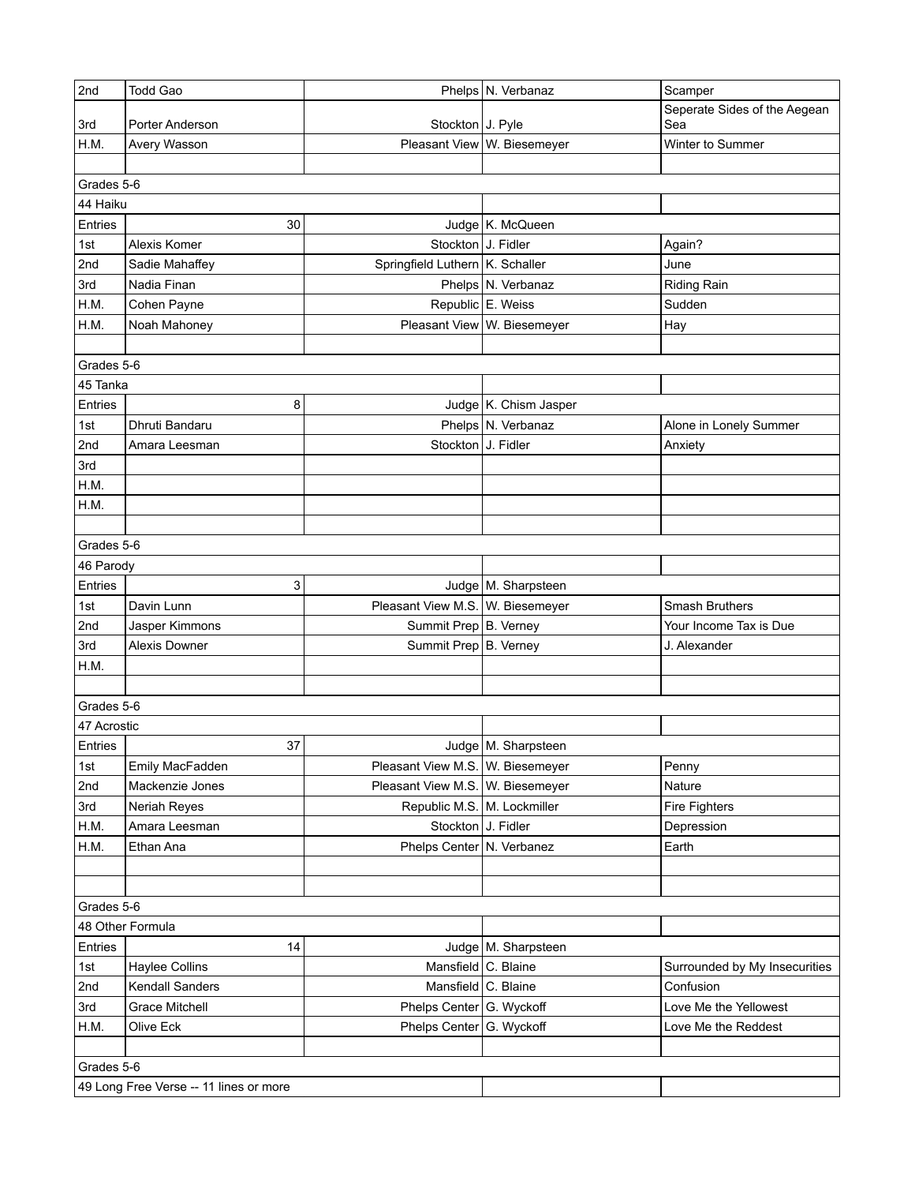| | | | | |
|---|---|---|---|---|
| 2nd | Todd Gao | Phelps | N. Verbanaz | Scamper |
| 3rd | Porter Anderson | Stockton | J. Pyle | Seperate Sides of the Aegean Sea |
| H.M. | Avery Wasson | Pleasant View | W. Biesemeyer | Winter to Summer |
| | | | | |
| Grades 5-6 | | | | |
| 44 Haiku | | | | |
| Entries | 30 | Judge | K. McQueen | |
| 1st | Alexis Komer | Stockton | J. Fidler | Again? |
| 2nd | Sadie Mahaffey | Springfield Luthern | K. Schaller | June |
| 3rd | Nadia Finan | Phelps | N. Verbanaz | Riding Rain |
| H.M. | Cohen Payne | Republic | E. Weiss | Sudden |
| H.M. | Noah Mahoney | Pleasant View | W. Biesemeyer | Hay |
| | | | | |
| Grades 5-6 | | | | |
| 45 Tanka | | | | |
| Entries | 8 | Judge | K. Chism Jasper | |
| 1st | Dhruti Bandaru | Phelps | N. Verbanaz | Alone in Lonely Summer |
| 2nd | Amara Leesman | Stockton | J. Fidler | Anxiety |
| 3rd | | | | |
| H.M. | | | | |
| H.M. | | | | |
| | | | | |
| Grades 5-6 | | | | |
| 46 Parody | | | | |
| Entries | 3 | Judge | M. Sharpsteen | |
| 1st | Davin Lunn | Pleasant View M.S. | W. Biesemeyer | Smash Bruthers |
| 2nd | Jasper Kimmons | Summit Prep | B. Verney | Your Income Tax is Due |
| 3rd | Alexis Downer | Summit Prep | B. Verney | J. Alexander |
| H.M. | | | | |
| | | | | |
| Grades 5-6 | | | | |
| 47 Acrostic | | | | |
| Entries | 37 | Judge | M. Sharpsteen | |
| 1st | Emily MacFadden | Pleasant View M.S. | W. Biesemeyer | Penny |
| 2nd | Mackenzie Jones | Pleasant View M.S. | W. Biesemeyer | Nature |
| 3rd | Neriah Reyes | Republic M.S. | M. Lockmiller | Fire Fighters |
| H.M. | Amara Leesman | Stockton | J. Fidler | Depression |
| H.M. | Ethan Ana | Phelps Center | N. Verbanez | Earth |
| | | | | |
| | | | | |
| Grades 5-6 | | | | |
| 48 Other Formula | | | | |
| Entries | 14 | Judge | M. Sharpsteen | |
| 1st | Haylee Collins | Mansfield | C. Blaine | Surrounded by My Insecurities |
| 2nd | Kendall Sanders | Mansfield | C. Blaine | Confusion |
| 3rd | Grace Mitchell | Phelps Center | G. Wyckoff | Love Me the Yellowest |
| H.M. | Olive Eck | Phelps Center | G. Wyckoff | Love Me the Reddest |
| | | | | |
| Grades 5-6 | | | | |
| 49 Long Free Verse -- 11 lines or more | | | | |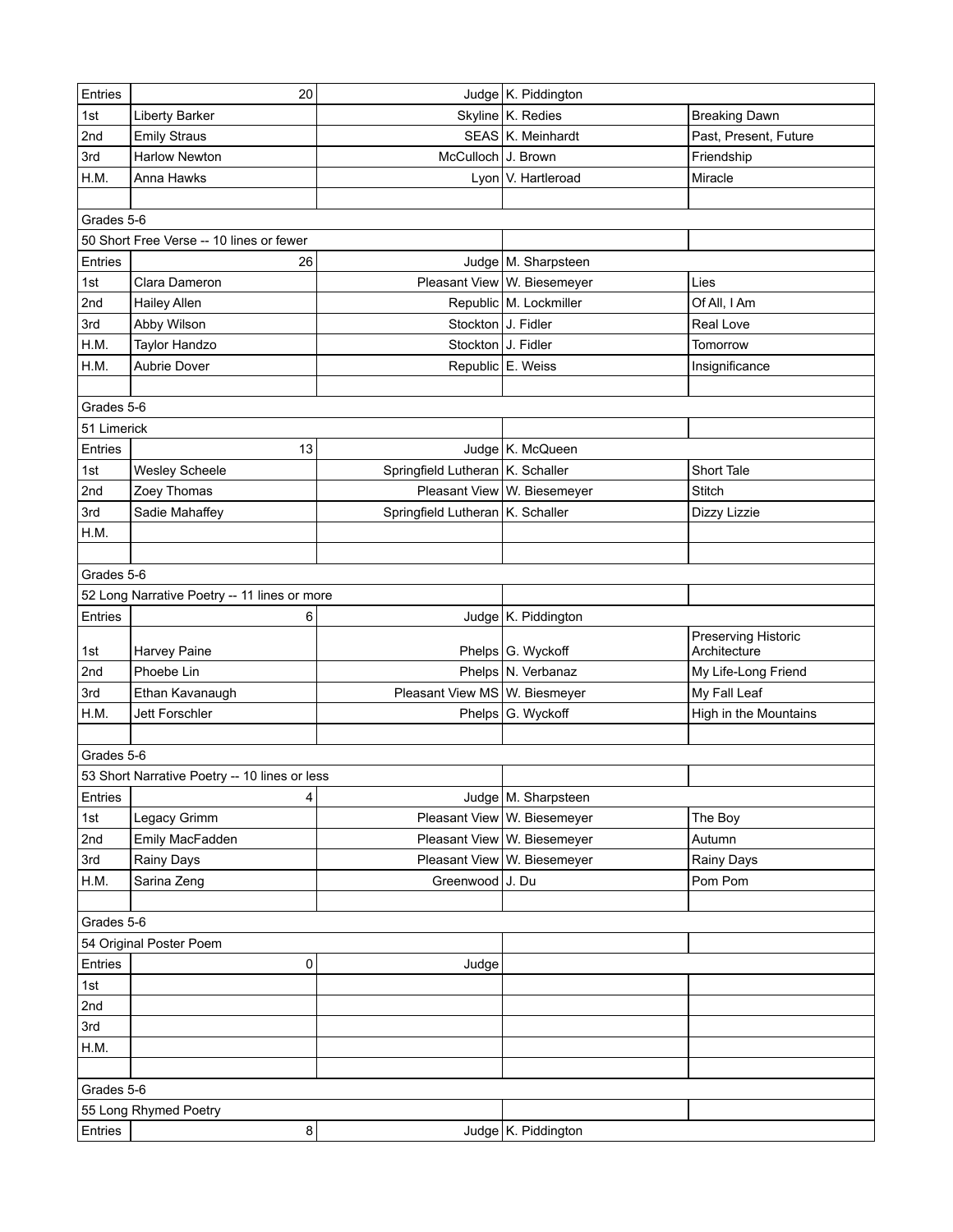| | | | | |
|---|---|---|---|---|
| Entries | 20 | Judge | K. Piddington | |
| 1st | Liberty Barker | Skyline | K. Redies | Breaking Dawn |
| 2nd | Emily Straus | SEAS | K. Meinhardt | Past, Present, Future |
| 3rd | Harlow Newton | McCulloch | J. Brown | Friendship |
| H.M. | Anna Hawks | Lyon | V. Hartleroad | Miracle |
| | | | | |
| Grades 5-6 | | | | |
| 50 Short Free Verse -- 10 lines or fewer | | | | |
| Entries | 26 | Judge | M. Sharpsteen | |
| 1st | Clara Dameron | Pleasant View | W. Biesemeyer | Lies |
| 2nd | Hailey Allen | Republic | M. Lockmiller | Of All, I Am |
| 3rd | Abby Wilson | Stockton | J. Fidler | Real Love |
| H.M. | Taylor Handzo | Stockton | J. Fidler | Tomorrow |
| H.M. | Aubrie Dover | Republic | E. Weiss | Insignificance |
| | | | | |
| Grades 5-6 | | | | |
| 51 Limerick | | | | |
| Entries | 13 | Judge | K. McQueen | |
| 1st | Wesley Scheele | Springfield Lutheran | K. Schaller | Short Tale |
| 2nd | Zoey Thomas | Pleasant View | W. Biesemeyer | Stitch |
| 3rd | Sadie Mahaffey | Springfield Lutheran | K. Schaller | Dizzy Lizzie |
| H.M. | | | | |
| | | | | |
| Grades 5-6 | | | | |
| 52 Long Narrative Poetry -- 11 lines or more | | | | |
| Entries | 6 | Judge | K. Piddington | |
| 1st | Harvey Paine | Phelps | G. Wyckoff | Preserving Historic Architecture |
| 2nd | Phoebe Lin | Phelps | N. Verbanaz | My Life-Long Friend |
| 3rd | Ethan Kavanaugh | Pleasant View MS | W. Biesmeyer | My Fall Leaf |
| H.M. | Jett Forschler | Phelps | G. Wyckoff | High in the Mountains |
| | | | | |
| Grades 5-6 | | | | |
| 53 Short Narrative Poetry -- 10 lines or less | | | | |
| Entries | 4 | Judge | M. Sharpsteen | |
| 1st | Legacy Grimm | Pleasant View | W. Biesemeyer | The Boy |
| 2nd | Emily MacFadden | Pleasant View | W. Biesemeyer | Autumn |
| 3rd | Rainy Days | Pleasant View | W. Biesemeyer | Rainy Days |
| H.M. | Sarina Zeng | Greenwood | J. Du | Pom Pom |
| | | | | |
| Grades 5-6 | | | | |
| 54 Original Poster Poem | | | | |
| Entries | 0 | Judge | | |
| 1st | | | | |
| 2nd | | | | |
| 3rd | | | | |
| H.M. | | | | |
| | | | | |
| Grades 5-6 | | | | |
| 55 Long Rhymed Poetry | | | | |
| Entries | 8 | Judge | K. Piddington | |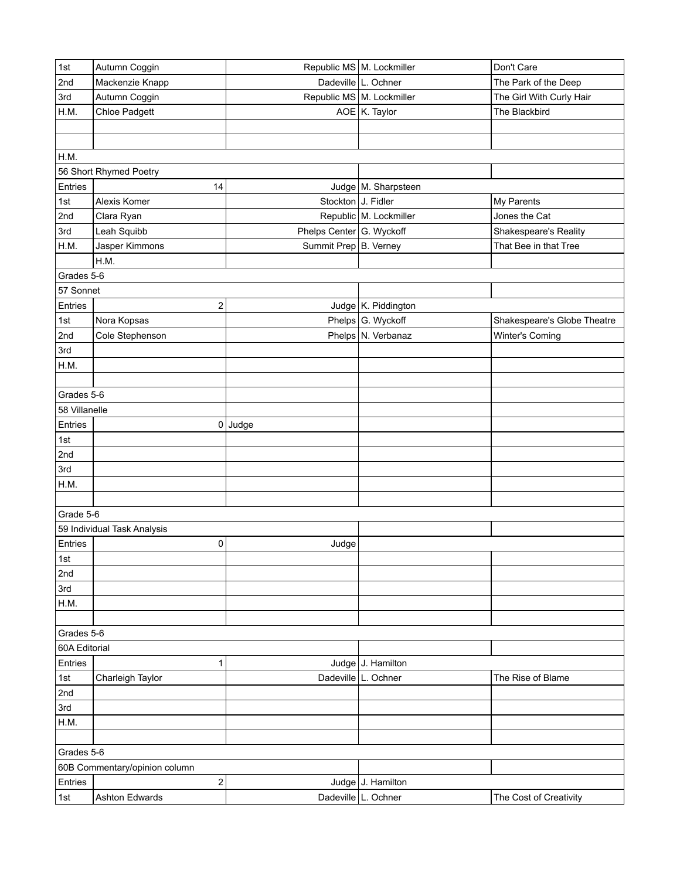| | | | | |
|---|---|---|---|---|
| 1st | Autumn Coggin | Republic MS | M. Lockmiller | Don't Care |
| 2nd | Mackenzie Knapp | Dadeville | L. Ochner | The Park of the Deep |
| 3rd | Autumn Coggin | Republic MS | M. Lockmiller | The Girl With Curly Hair |
| H.M. | Chloe Padgett | AOE | K. Taylor | The Blackbird |
| | | | | |
| | | | | |
| H.M. | | | | |
| 56 Short Rhymed Poetry | | | | |
| Entries | 14 | Judge | M. Sharpsteen | |
| 1st | Alexis Komer | Stockton | J. Fidler | My Parents |
| 2nd | Clara Ryan | Republic | M. Lockmiller | Jones the Cat |
| 3rd | Leah Squibb | Phelps Center | G. Wyckoff | Shakespeare's Reality |
| H.M. | Jasper Kimmons | Summit Prep | B. Verney | That Bee in that Tree |
| | H.M. | | | |
| Grades 5-6 | | | | |
| 57 Sonnet | | | | |
| Entries | 2 | Judge | K. Piddington | |
| 1st | Nora Kopsas | Phelps | G. Wyckoff | Shakespeare's Globe Theatre |
| 2nd | Cole Stephenson | Phelps | N. Verbanaz | Winter's Coming |
| 3rd | | | | |
| H.M. | | | | |
| | | | | |
| Grades 5-6 | | | | |
| 58 Villanelle | | | | |
| Entries | 0 | Judge | | |
| 1st | | | | |
| 2nd | | | | |
| 3rd | | | | |
| H.M. | | | | |
| | | | | |
| Grade 5-6 | | | | |
| 59 Individual Task Analysis | | | | |
| Entries | 0 | Judge | | |
| 1st | | | | |
| 2nd | | | | |
| 3rd | | | | |
| H.M. | | | | |
| | | | | |
| Grades 5-6 | | | | |
| 60A Editorial | | | | |
| Entries | 1 | Judge | J. Hamilton | |
| 1st | Charleigh Taylor | Dadeville | L. Ochner | The Rise of Blame |
| 2nd | | | | |
| 3rd | | | | |
| H.M. | | | | |
| | | | | |
| Grades 5-6 | | | | |
| 60B Commentary/opinion column | | | | |
| Entries | 2 | Judge | J. Hamilton | |
| 1st | Ashton Edwards | Dadeville | L. Ochner | The Cost of Creativity |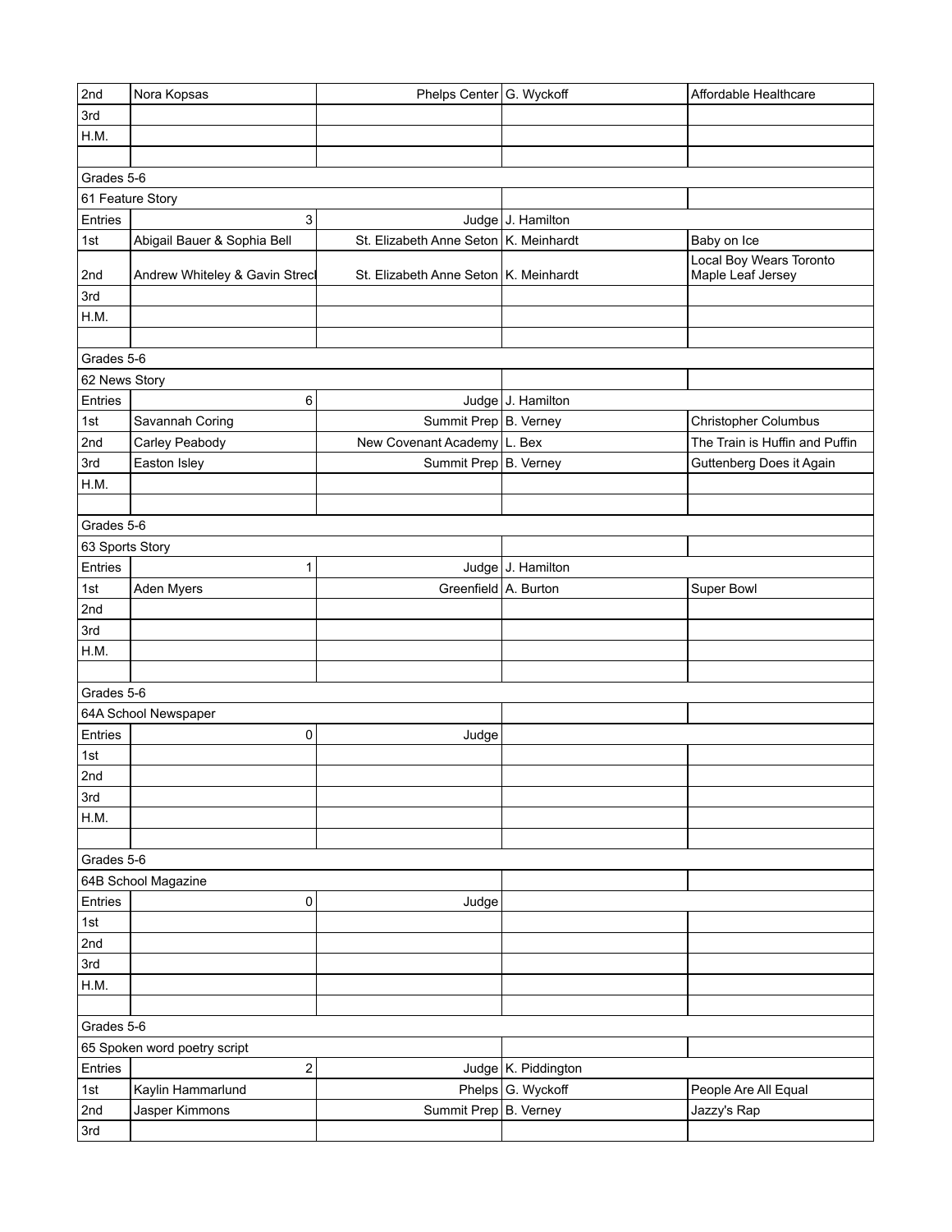| | | | | |
|---|---|---|---|---|
| 2nd | Nora Kopsas | Phelps Center | G. Wyckoff | Affordable Healthcare |
| 3rd | | | | |
| H.M. | | | | |
| | | | | |
| Grades 5-6 | | | | |
| 61 Feature Story | | | | |
| Entries | 3 | Judge | J. Hamilton | |
| 1st | Abigail Bauer & Sophia Bell | St. Elizabeth Anne Seton | K. Meinhardt | Baby on Ice |
| 2nd | Andrew Whiteley & Gavin Strecl | St. Elizabeth Anne Seton | K. Meinhardt | Local Boy Wears Toronto Maple Leaf Jersey |
| 3rd | | | | |
| H.M. | | | | |
| | | | | |
| Grades 5-6 | | | | |
| 62 News Story | | | | |
| Entries | 6 | Judge | J. Hamilton | |
| 1st | Savannah Coring | Summit Prep | B. Verney | Christopher Columbus |
| 2nd | Carley Peabody | New Covenant Academy | L. Bex | The Train is Huffin and Puffin |
| 3rd | Easton Isley | Summit Prep | B. Verney | Guttenberg Does it Again |
| H.M. | | | | |
| | | | | |
| Grades 5-6 | | | | |
| 63 Sports Story | | | | |
| Entries | 1 | Judge | J. Hamilton | |
| 1st | Aden Myers | Greenfield | A. Burton | Super Bowl |
| 2nd | | | | |
| 3rd | | | | |
| H.M. | | | | |
| | | | | |
| Grades 5-6 | | | | |
| 64A School Newspaper | | | | |
| Entries | 0 | Judge | | |
| 1st | | | | |
| 2nd | | | | |
| 3rd | | | | |
| H.M. | | | | |
| | | | | |
| Grades 5-6 | | | | |
| 64B School Magazine | | | | |
| Entries | 0 | Judge | | |
| 1st | | | | |
| 2nd | | | | |
| 3rd | | | | |
| H.M. | | | | |
| | | | | |
| Grades 5-6 | | | | |
| 65 Spoken word poetry script | | | | |
| Entries | 2 | Judge | K. Piddington | |
| 1st | Kaylin Hammarlund | Phelps | G. Wyckoff | People Are All Equal |
| 2nd | Jasper Kimmons | Summit Prep | B. Verney | Jazzy's Rap |
| 3rd | | | | |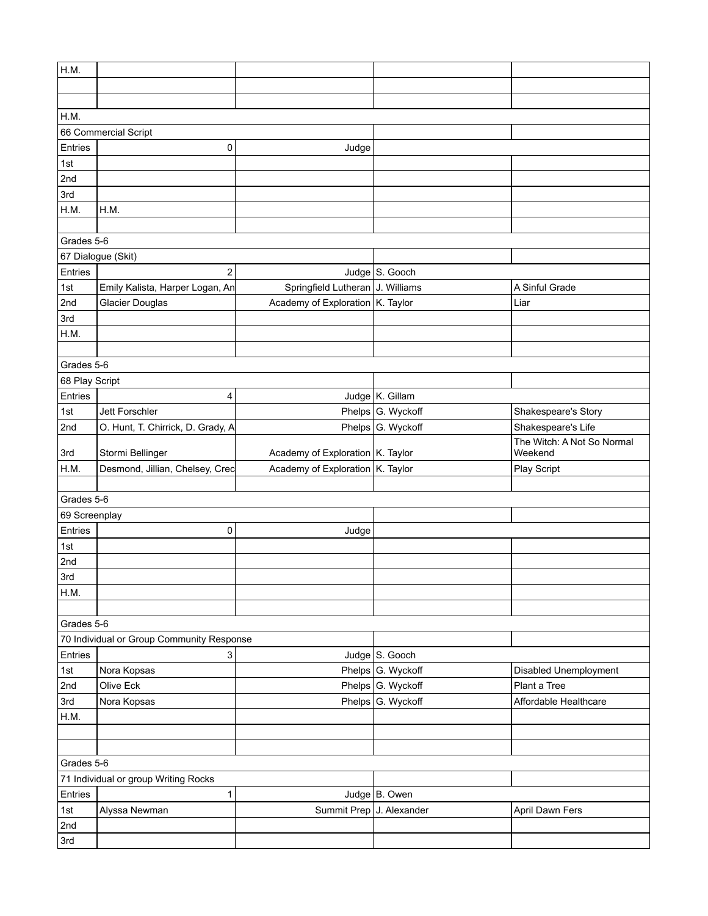| | | | | |
|---|---|---|---|---|
| H.M. | | | | |
| | | | | |
| | | | | |
| H.M. | | | | |
| 66 Commercial Script | | | | |
| Entries | 0 | Judge | | |
| 1st | | | | |
| 2nd | | | | |
| 3rd | | | | |
| H.M. | H.M. | | | |
| | | | | |
| Grades 5-6 | | | | |
| 67 Dialogue (Skit) | | | | |
| Entries | 2 | Judge | S. Gooch | |
| 1st | Emily Kalista, Harper Logan, An | Springfield Lutheran | J. Williams | A Sinful Grade |
| 2nd | Glacier Douglas | Academy of Exploration | K. Taylor | Liar |
| 3rd | | | | |
| H.M. | | | | |
| | | | | |
| Grades 5-6 | | | | |
| 68 Play Script | | | | |
| Entries | 4 | Judge | K. Gillam | |
| 1st | Jett Forschler | Phelps | G. Wyckoff | Shakespeare's Story |
| 2nd | O. Hunt, T. Chirrick, D. Grady, A | Phelps | G. Wyckoff | Shakespeare's Life |
| 3rd | Stormi Bellinger | Academy of Exploration | K. Taylor | The Witch: A Not So Normal Weekend |
| H.M. | Desmond, Jillian, Chelsey, Crec | Academy of Exploration | K. Taylor | Play Script |
| | | | | |
| Grades 5-6 | | | | |
| 69 Screenplay | | | | |
| Entries | 0 | Judge | | |
| 1st | | | | |
| 2nd | | | | |
| 3rd | | | | |
| H.M. | | | | |
| | | | | |
| Grades 5-6 | | | | |
| 70 Individual or Group Community Response | | | | |
| Entries | 3 | Judge | S. Gooch | |
| 1st | Nora Kopsas | Phelps | G. Wyckoff | Disabled Unemployment |
| 2nd | Olive Eck | Phelps | G. Wyckoff | Plant a Tree |
| 3rd | Nora Kopsas | Phelps | G. Wyckoff | Affordable Healthcare |
| H.M. | | | | |
| | | | | |
| | | | | |
| Grades 5-6 | | | | |
| 71 Individual or group Writing Rocks | | | | |
| Entries | 1 | Judge | B. Owen | |
| 1st | Alyssa Newman | Summit Prep | J. Alexander | April Dawn Fers |
| 2nd | | | | |
| 3rd | | | | |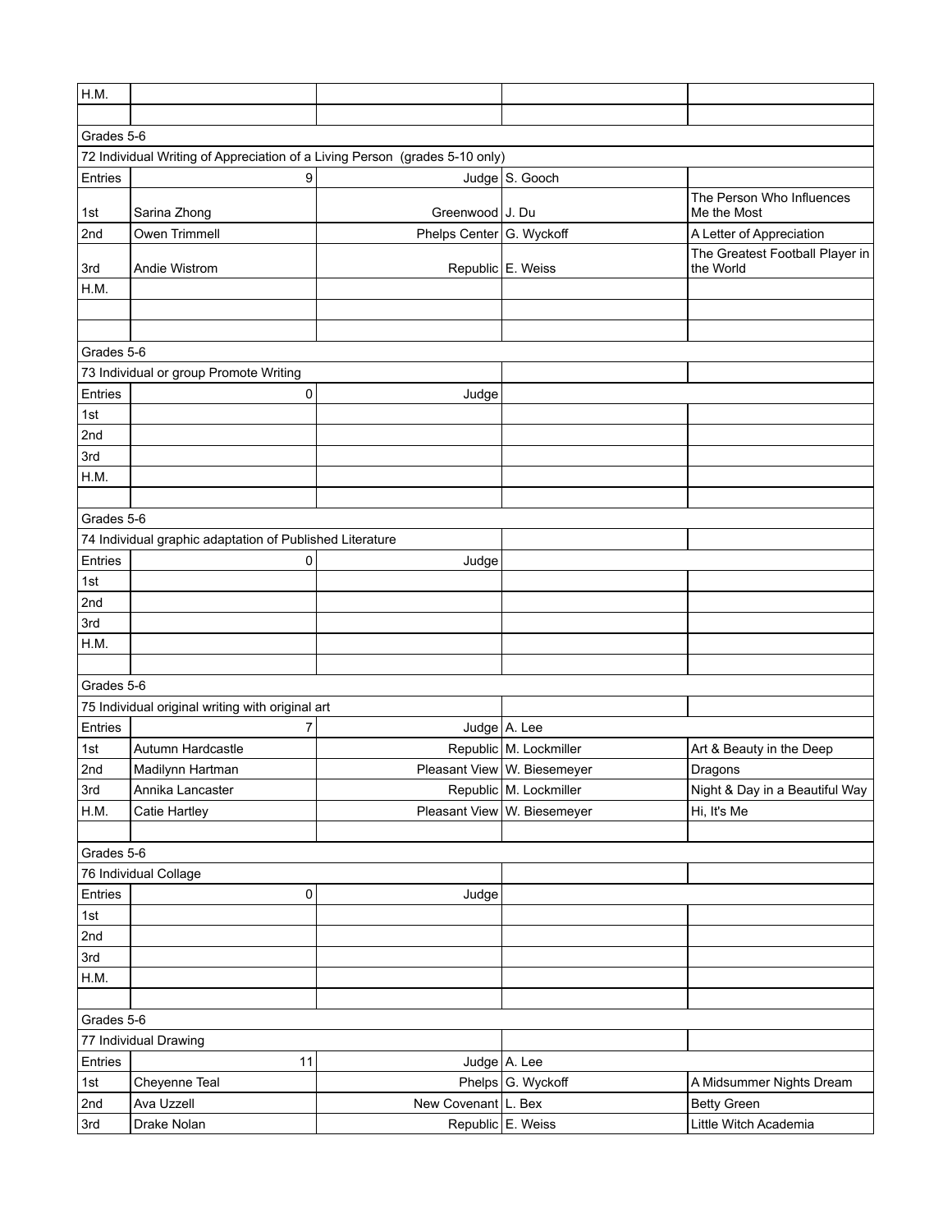| H.M. | | | | |
|---|---|---|---|---|
| | | | | |
| Grades 5-6 | | | | |
| 72 Individual Writing of Appreciation of a Living Person (grades 5-10 only) | | | | |
| Entries | 9 | Judge | S. Gooch | |
| 1st | Sarina Zhong | Greenwood | J. Du | The Person Who Influences Me the Most |
| 2nd | Owen Trimmell | Phelps Center | G. Wyckoff | A Letter of Appreciation |
| 3rd | Andie Wistrom | Republic | E. Weiss | The Greatest Football Player in the World |
| H.M. | | | | |
| | | | | |
| | | | | |
| Grades 5-6 | | | | |
| 73 Individual or group Promote Writing | | | | |
| Entries | 0 | Judge | | |
| 1st | | | | |
| 2nd | | | | |
| 3rd | | | | |
| H.M. | | | | |
| | | | | |
| Grades 5-6 | | | | |
| 74 Individual graphic adaptation of Published Literature | | | | |
| Entries | 0 | Judge | | |
| 1st | | | | |
| 2nd | | | | |
| 3rd | | | | |
| H.M. | | | | |
| | | | | |
| Grades 5-6 | | | | |
| 75 Individual original writing with original art | | | | |
| Entries | 7 | Judge | A. Lee | |
| 1st | Autumn Hardcastle | Republic | M. Lockmiller | Art & Beauty in the Deep |
| 2nd | Madilynn Hartman | Pleasant View | W. Biesemeyer | Dragons |
| 3rd | Annika Lancaster | Republic | M. Lockmiller | Night & Day in a Beautiful Way |
| H.M. | Catie Hartley | Pleasant View | W. Biesemeyer | Hi, It's Me |
| | | | | |
| Grades 5-6 | | | | |
| 76 Individual Collage | | | | |
| Entries | 0 | Judge | | |
| 1st | | | | |
| 2nd | | | | |
| 3rd | | | | |
| H.M. | | | | |
| | | | | |
| Grades 5-6 | | | | |
| 77 Individual Drawing | | | | |
| Entries | 11 | Judge | A. Lee | |
| 1st | Cheyenne Teal | Phelps | G. Wyckoff | A Midsummer Nights Dream |
| 2nd | Ava Uzzell | New Covenant | L. Bex | Betty Green |
| 3rd | Drake Nolan | Republic | E. Weiss | Little Witch Academia |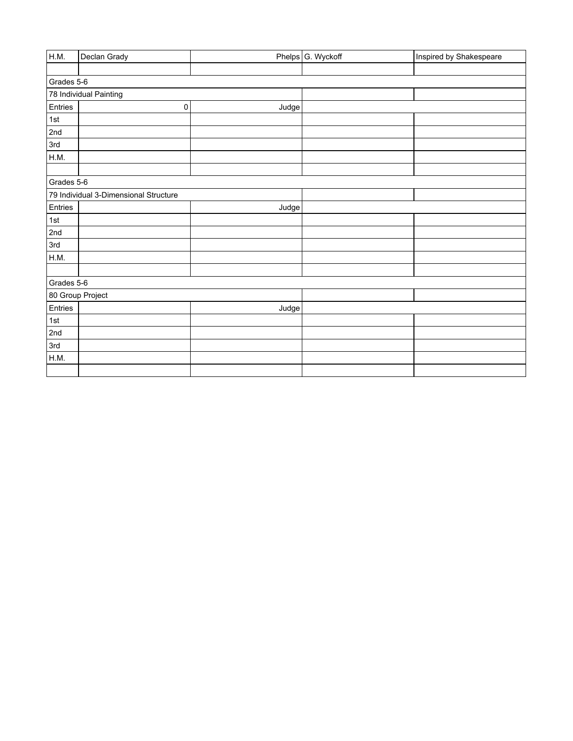| | | | | |
|---|---|---|---|---|
| H.M. | Declan Grady | Phelps | G. Wyckoff | Inspired by Shakespeare |
| | | | | |
| Grades 5-6 | | | | |
| 78 Individual Painting | | | | |
| Entries | 0 | Judge | | |
| 1st | | | | |
| 2nd | | | | |
| 3rd | | | | |
| H.M. | | | | |
| | | | | |
| Grades 5-6 | | | | |
| 79 Individual 3-Dimensional Structure | | | | |
| Entries | | Judge | | |
| 1st | | | | |
| 2nd | | | | |
| 3rd | | | | |
| H.M. | | | | |
| | | | | |
| Grades 5-6 | | | | |
| 80 Group Project | | | | |
| Entries | | Judge | | |
| 1st | | | | |
| 2nd | | | | |
| 3rd | | | | |
| H.M. | | | | |
| | | | | |